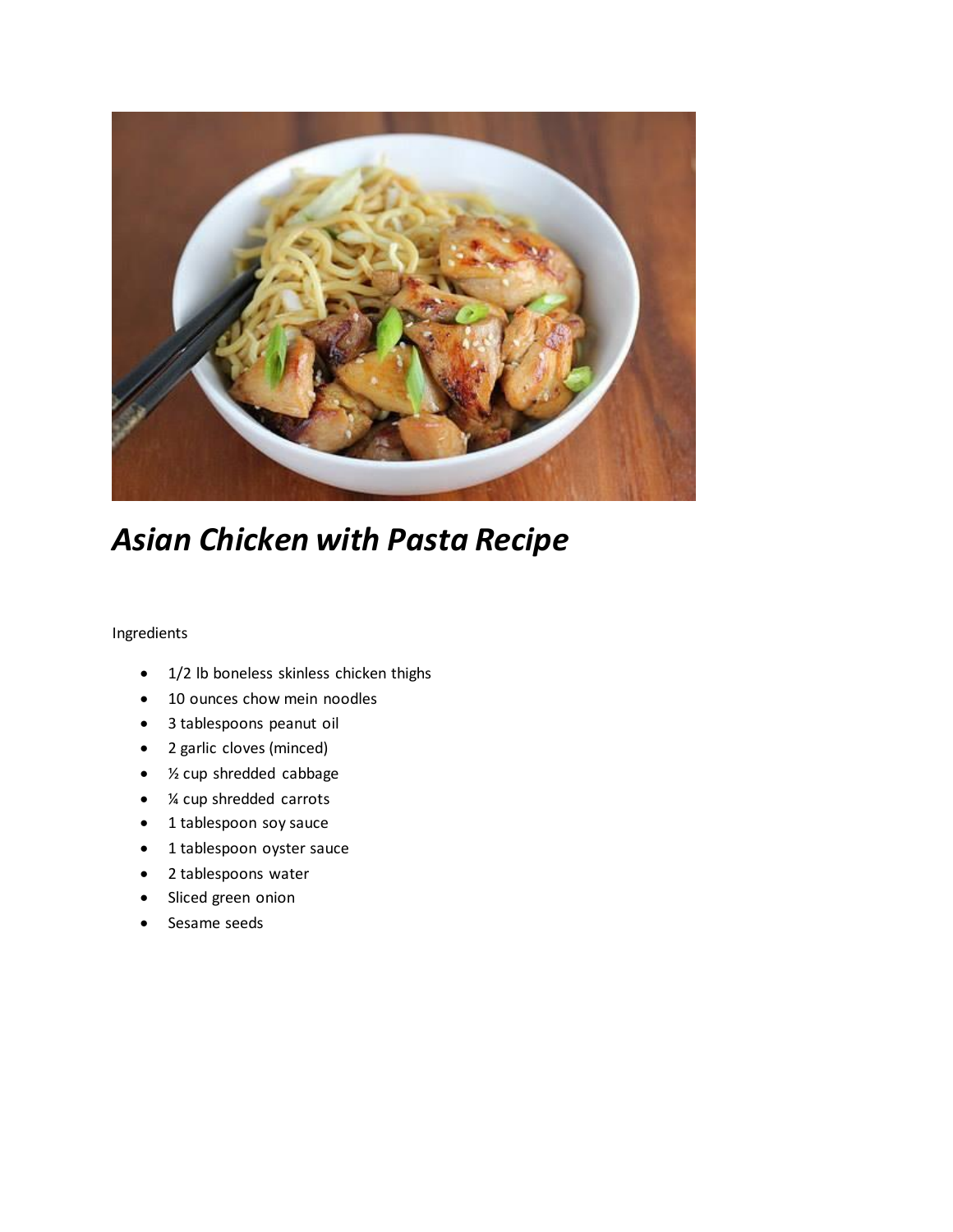# ***Asian Chicken with Pasta Recipe***

Ingredients

- 1/2 lb boneless skinless chicken thighs
- 10 ounces chow mein noodles
- 3 tablespoons peanut oil
- 2 garlic cloves (minced)
- ½ cup shredded cabbage
- ¼ cup shredded carrots
- 1 tablespoon soy sauce
- 1 tablespoon oyster sauce
- 2 tablespoons water
- Sliced green onion
- Sesame seeds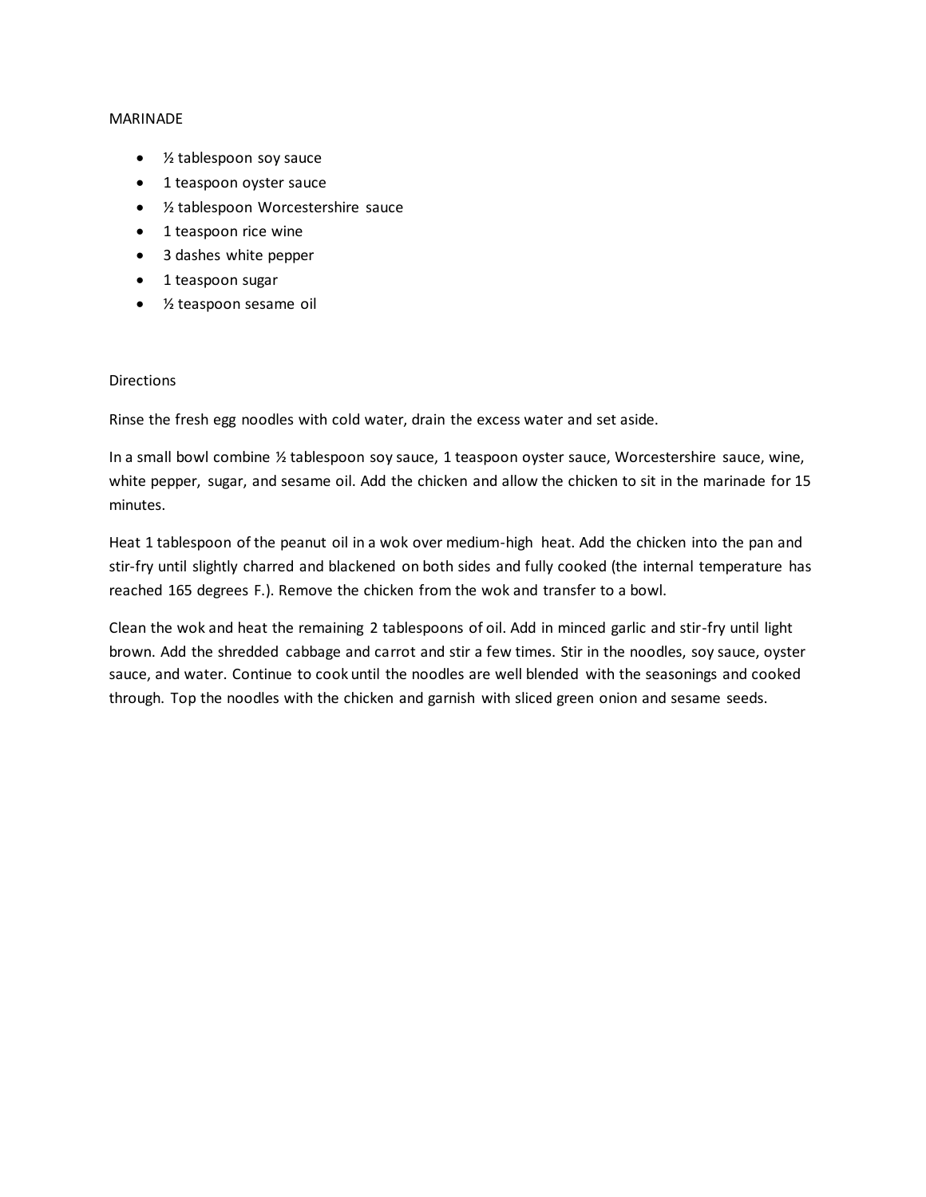MARINADE

- ½ tablespoon soy sauce
- 1 teaspoon oyster sauce
- ½ tablespoon Worcestershire sauce
- 1 teaspoon rice wine
- 3 dashes white pepper
- 1 teaspoon sugar
- ½ teaspoon sesame oil

Directions

Rinse the fresh egg noodles with cold water, drain the excess water and set aside.

In a small bowl combine ½ tablespoon soy sauce, 1 teaspoon oyster sauce, Worcestershire sauce, wine, white pepper, sugar, and sesame oil. Add the chicken and allow the chicken to sit in the marinade for 15 minutes.

Heat 1 tablespoon of the peanut oil in a wok over medium-high heat. Add the chicken into the pan and stir-fry until slightly charred and blackened on both sides and fully cooked (the internal temperature has reached 165 degrees F.). Remove the chicken from the wok and transfer to a bowl.

Clean the wok and heat the remaining 2 tablespoons of oil. Add in minced garlic and stir-fry until light brown. Add the shredded cabbage and carrot and stir a few times. Stir in the noodles, soy sauce, oyster sauce, and water. Continue to cook until the noodles are well blended with the seasonings and cooked through. Top the noodles with the chicken and garnish with sliced green onion and sesame seeds.